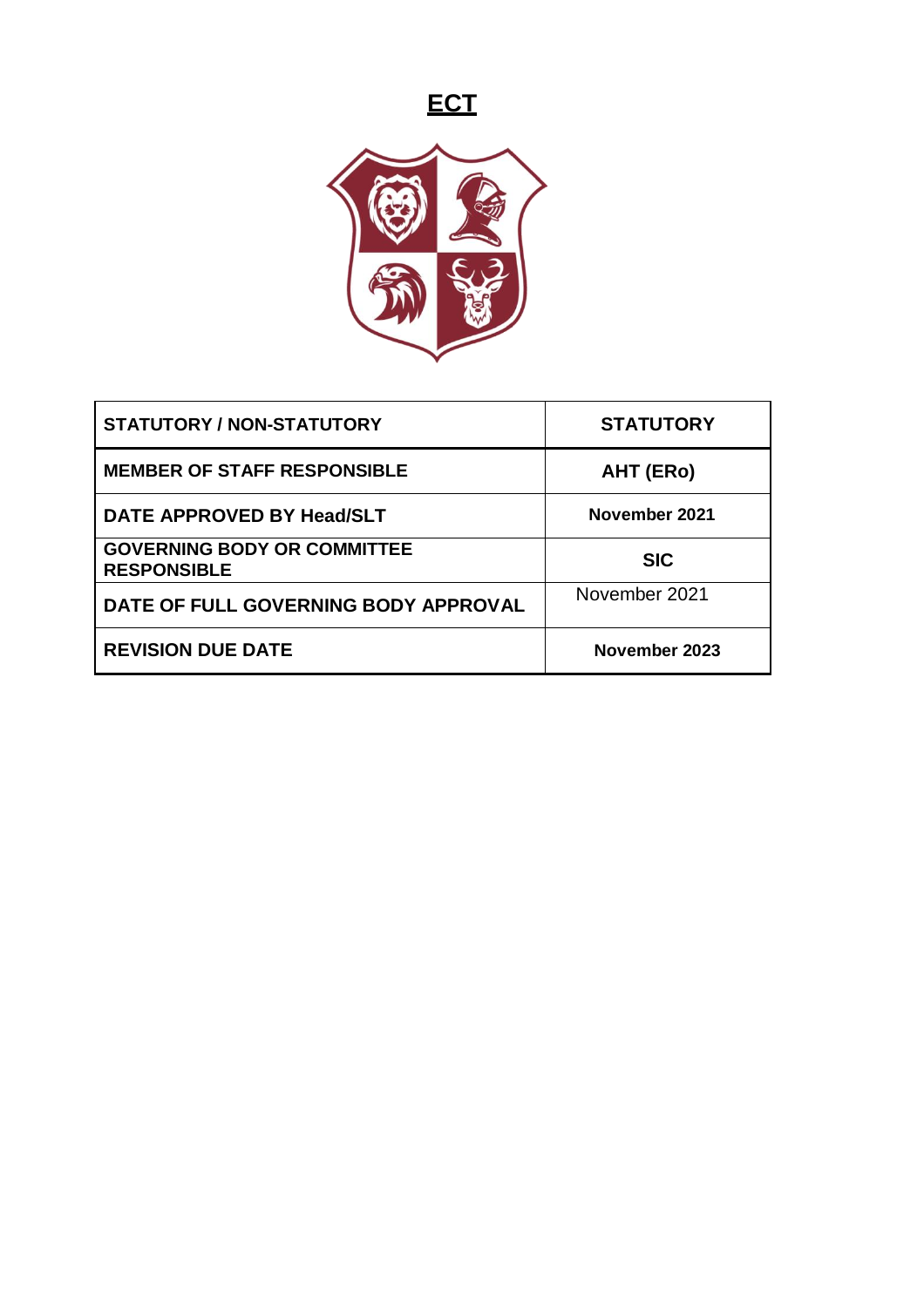# ECT

| | |
|---|---|
| **STATUTORY / NON-STATUTORY** | **STATUTORY** |
| **MEMBER OF STAFF RESPONSIBLE** | **AHT (ERo)** |
| **DATE APPROVED BY Head/SLT** | **November 2021** |
| **GOVERNING BODY OR COMMITTEE RESPONSIBLE** | **SIC** |
| **DATE OF FULL GOVERNING BODY APPROVAL** | November 2021 |
| **REVISION DUE DATE** | **November 2023** |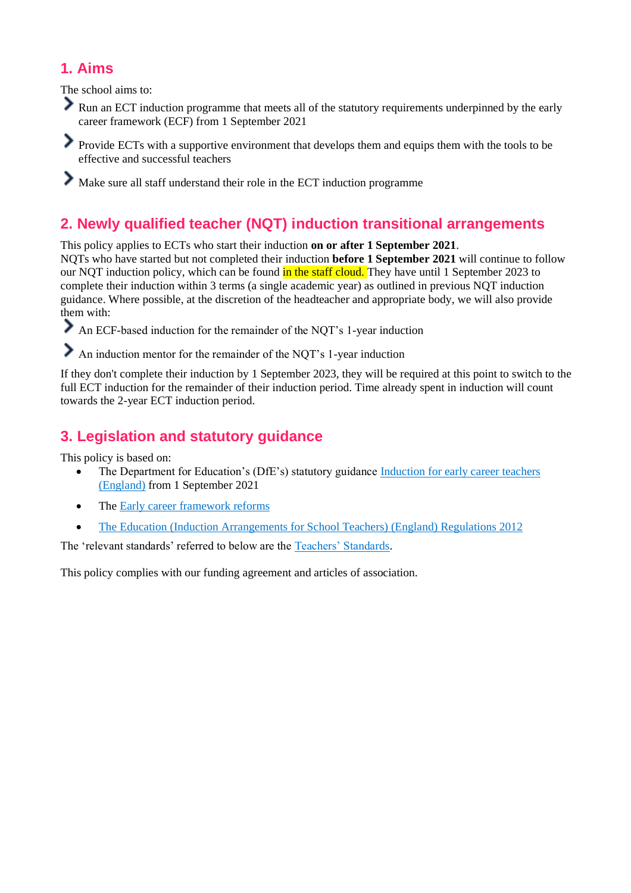## 1. Aims

The school aims to:

- Run an ECT induction programme that meets all of the statutory requirements underpinned by the early career framework (ECF) from 1 September 2021
- Provide ECTs with a supportive environment that develops them and equips them with the tools to be effective and successful teachers
- Make sure all staff understand their role in the ECT induction programme

## 2. Newly qualified teacher (NQT) induction transitional arrangements

This policy applies to ECTs who start their induction **on or after 1 September 2021**.
NQTs who have started but not completed their induction **before 1 September 2021** will continue to follow our NQT induction policy, which can be found in the staff cloud. They have until 1 September 2023 to complete their induction within 3 terms (a single academic year) as outlined in previous NQT induction guidance. Where possible, at the discretion of the headteacher and appropriate body, we will also provide them with:

- An ECF-based induction for the remainder of the NQT's 1-year induction
- An induction mentor for the remainder of the NQT's 1-year induction

If they don't complete their induction by 1 September 2023, they will be required at this point to switch to the full ECT induction for the remainder of their induction period. Time already spent in induction will count towards the 2-year ECT induction period.

## 3. Legislation and statutory guidance

This policy is based on:

- The Department for Education's (DfE's) statutory guidance Induction for early career teachers (England) from 1 September 2021
- The Early career framework reforms
- The Education (Induction Arrangements for School Teachers) (England) Regulations 2012

The 'relevant standards' referred to below are the Teachers' Standards.

This policy complies with our funding agreement and articles of association.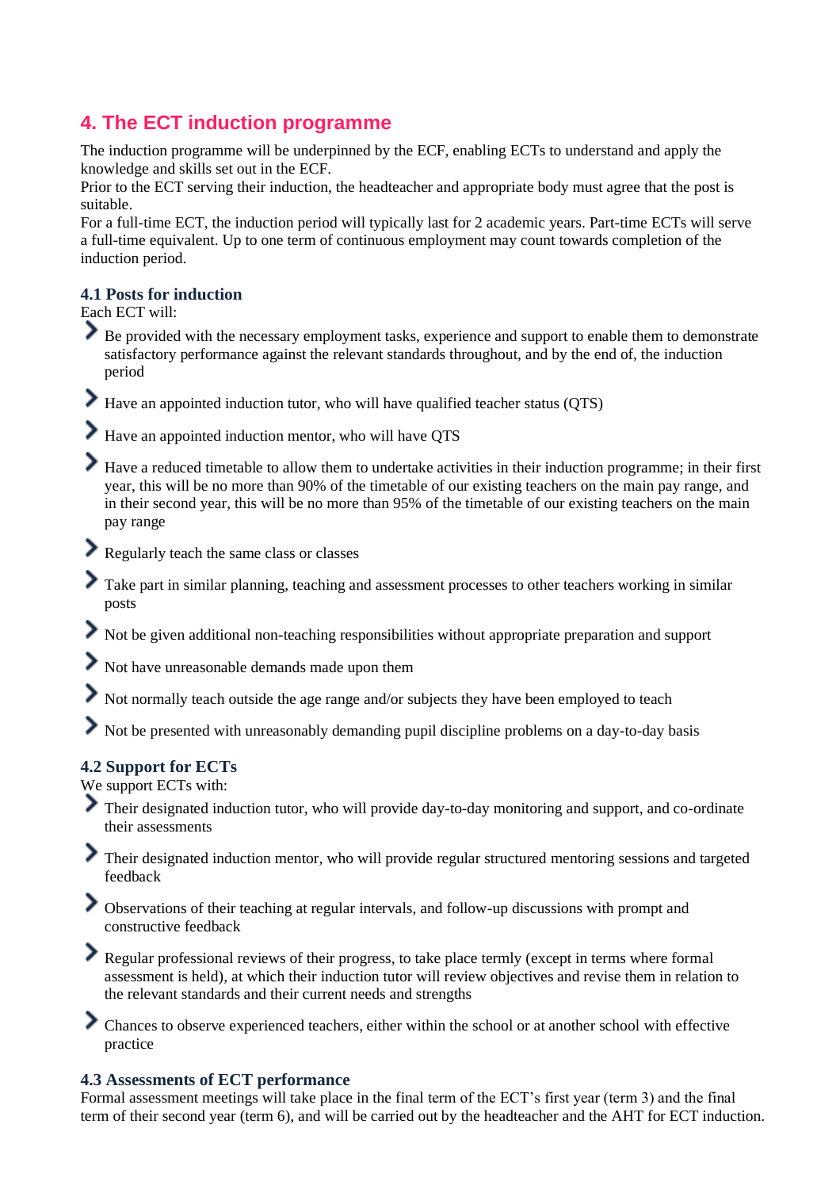## 4. The ECT induction programme

The induction programme will be underpinned by the ECF, enabling ECTs to understand and apply the knowledge and skills set out in the ECF.

Prior to the ECT serving their induction, the headteacher and appropriate body must agree that the post is suitable.

For a full-time ECT, the induction period will typically last for 2 academic years. Part-time ECTs will serve a full-time equivalent. Up to one term of continuous employment may count towards completion of the induction period.

### 4.1 Posts for induction

Each ECT will:

- Be provided with the necessary employment tasks, experience and support to enable them to demonstrate satisfactory performance against the relevant standards throughout, and by the end of, the induction period
- Have an appointed induction tutor, who will have qualified teacher status (QTS)
- Have an appointed induction mentor, who will have QTS
- Have a reduced timetable to allow them to undertake activities in their induction programme; in their first year, this will be no more than 90% of the timetable of our existing teachers on the main pay range, and in their second year, this will be no more than 95% of the timetable of our existing teachers on the main pay range
- Regularly teach the same class or classes
- Take part in similar planning, teaching and assessment processes to other teachers working in similar posts
- Not be given additional non-teaching responsibilities without appropriate preparation and support
- Not have unreasonable demands made upon them
- Not normally teach outside the age range and/or subjects they have been employed to teach
- Not be presented with unreasonably demanding pupil discipline problems on a day-to-day basis

### 4.2 Support for ECTs

We support ECTs with:

- Their designated induction tutor, who will provide day-to-day monitoring and support, and co-ordinate their assessments
- Their designated induction mentor, who will provide regular structured mentoring sessions and targeted feedback
- Observations of their teaching at regular intervals, and follow-up discussions with prompt and constructive feedback
- Regular professional reviews of their progress, to take place termly (except in terms where formal assessment is held), at which their induction tutor will review objectives and revise them in relation to the relevant standards and their current needs and strengths
- Chances to observe experienced teachers, either within the school or at another school with effective practice

### 4.3 Assessments of ECT performance

Formal assessment meetings will take place in the final term of the ECT's first year (term 3) and the final term of their second year (term 6), and will be carried out by the headteacher and the AHT for ECT induction.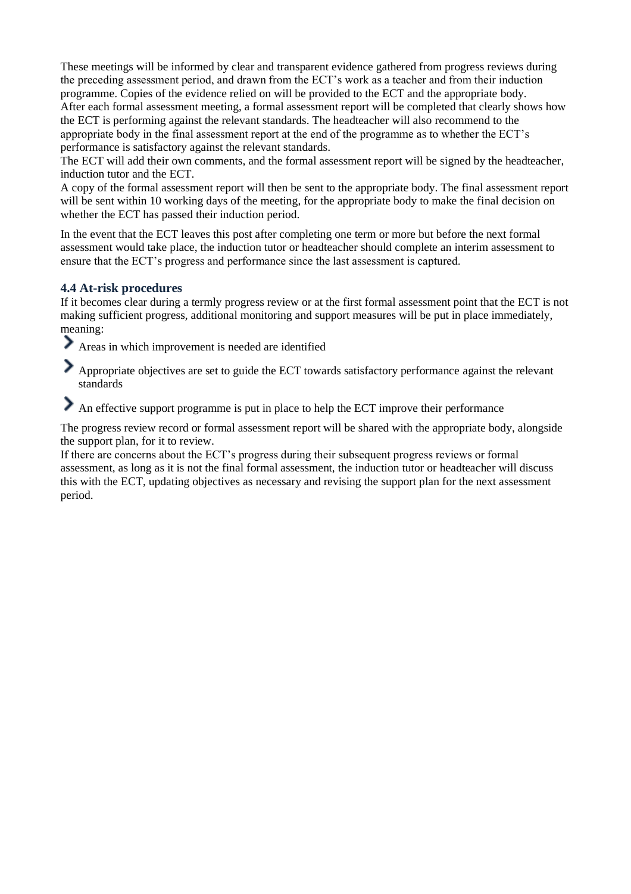These meetings will be informed by clear and transparent evidence gathered from progress reviews during the preceding assessment period, and drawn from the ECT's work as a teacher and from their induction programme. Copies of the evidence relied on will be provided to the ECT and the appropriate body.
After each formal assessment meeting, a formal assessment report will be completed that clearly shows how the ECT is performing against the relevant standards. The headteacher will also recommend to the appropriate body in the final assessment report at the end of the programme as to whether the ECT's performance is satisfactory against the relevant standards.
The ECT will add their own comments, and the formal assessment report will be signed by the headteacher, induction tutor and the ECT.
A copy of the formal assessment report will then be sent to the appropriate body. The final assessment report will be sent within 10 working days of the meeting, for the appropriate body to make the final decision on whether the ECT has passed their induction period.

In the event that the ECT leaves this post after completing one term or more but before the next formal assessment would take place, the induction tutor or headteacher should complete an interim assessment to ensure that the ECT's progress and performance since the last assessment is captured.

### 4.4 At-risk procedures

If it becomes clear during a termly progress review or at the first formal assessment point that the ECT is not making sufficient progress, additional monitoring and support measures will be put in place immediately, meaning:

- Areas in which improvement is needed are identified
- Appropriate objectives are set to guide the ECT towards satisfactory performance against the relevant standards
- An effective support programme is put in place to help the ECT improve their performance

The progress review record or formal assessment report will be shared with the appropriate body, alongside the support plan, for it to review.
If there are concerns about the ECT's progress during their subsequent progress reviews or formal assessment, as long as it is not the final formal assessment, the induction tutor or headteacher will discuss this with the ECT, updating objectives as necessary and revising the support plan for the next assessment period.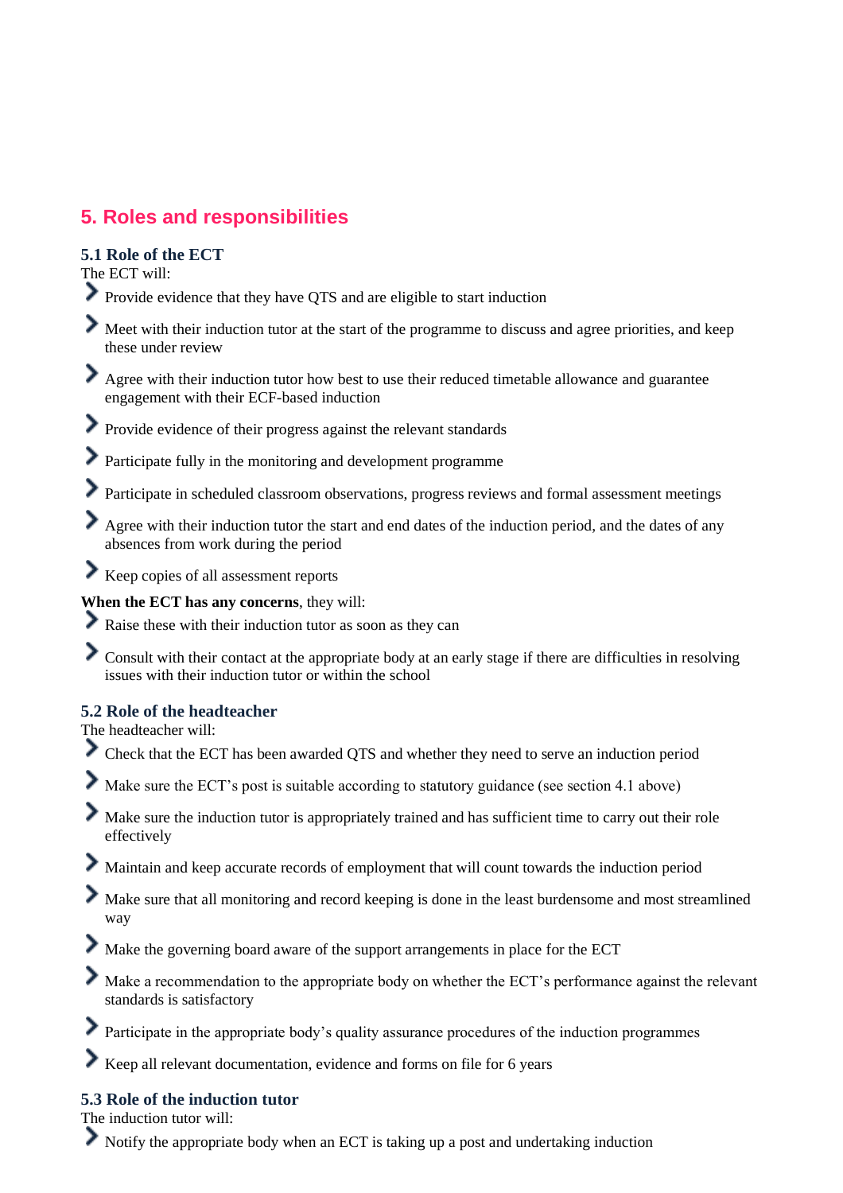## 5. Roles and responsibilities

### 5.1 Role of the ECT

The ECT will:

- Provide evidence that they have QTS and are eligible to start induction
- Meet with their induction tutor at the start of the programme to discuss and agree priorities, and keep these under review
- Agree with their induction tutor how best to use their reduced timetable allowance and guarantee engagement with their ECF-based induction
- Provide evidence of their progress against the relevant standards
- Participate fully in the monitoring and development programme
- Participate in scheduled classroom observations, progress reviews and formal assessment meetings
- Agree with their induction tutor the start and end dates of the induction period, and the dates of any absences from work during the period
- Keep copies of all assessment reports

**When the ECT has any concerns**, they will:

- Raise these with their induction tutor as soon as they can
- Consult with their contact at the appropriate body at an early stage if there are difficulties in resolving issues with their induction tutor or within the school

### 5.2 Role of the headteacher

The headteacher will:

- Check that the ECT has been awarded QTS and whether they need to serve an induction period
- Make sure the ECT's post is suitable according to statutory guidance (see section 4.1 above)
- Make sure the induction tutor is appropriately trained and has sufficient time to carry out their role effectively
- Maintain and keep accurate records of employment that will count towards the induction period
- Make sure that all monitoring and record keeping is done in the least burdensome and most streamlined way
- Make the governing board aware of the support arrangements in place for the ECT
- Make a recommendation to the appropriate body on whether the ECT's performance against the relevant standards is satisfactory
- Participate in the appropriate body's quality assurance procedures of the induction programmes
- Keep all relevant documentation, evidence and forms on file for 6 years

### 5.3 Role of the induction tutor

The induction tutor will:

- Notify the appropriate body when an ECT is taking up a post and undertaking induction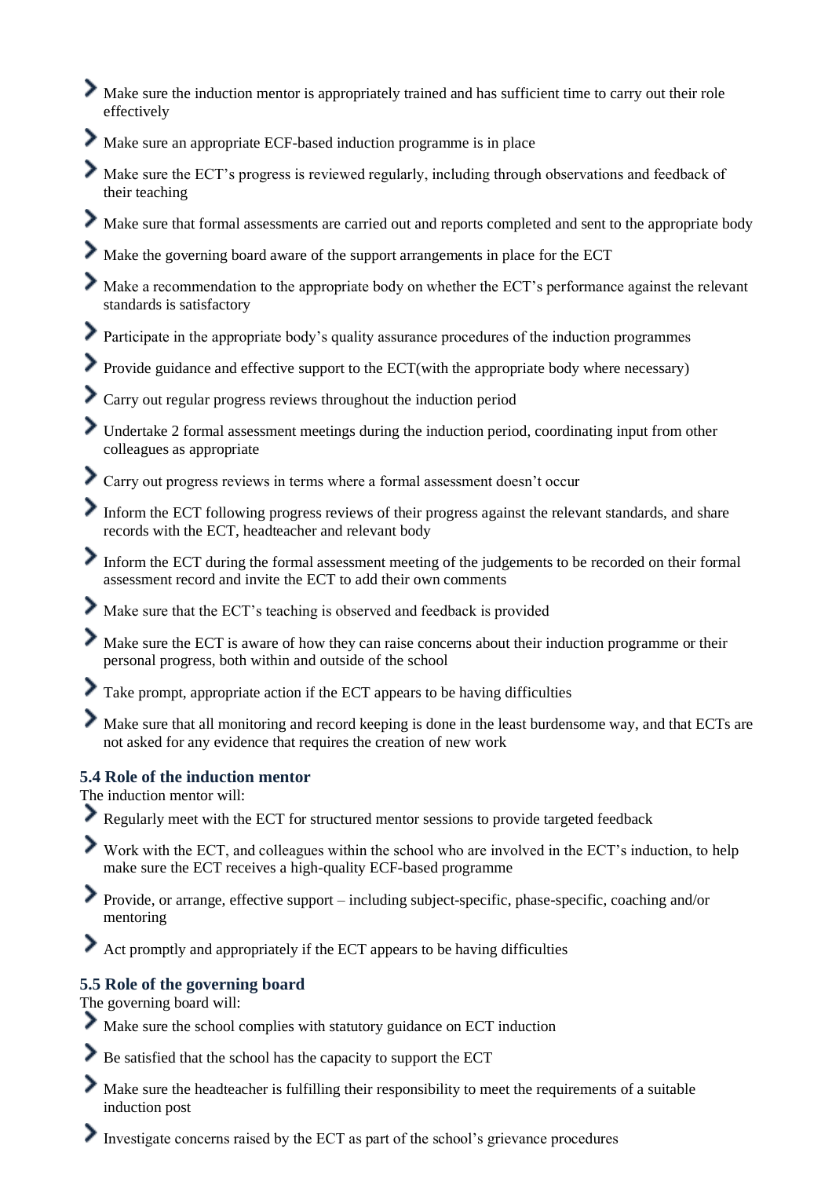- Make sure the induction mentor is appropriately trained and has sufficient time to carry out their role effectively
- Make sure an appropriate ECF-based induction programme is in place
- Make sure the ECT's progress is reviewed regularly, including through observations and feedback of their teaching
- Make sure that formal assessments are carried out and reports completed and sent to the appropriate body
- Make the governing board aware of the support arrangements in place for the ECT
- Make a recommendation to the appropriate body on whether the ECT's performance against the relevant standards is satisfactory
- Participate in the appropriate body's quality assurance procedures of the induction programmes
- Provide guidance and effective support to the ECT(with the appropriate body where necessary)
- Carry out regular progress reviews throughout the induction period
- Undertake 2 formal assessment meetings during the induction period, coordinating input from other colleagues as appropriate
- Carry out progress reviews in terms where a formal assessment doesn't occur
- Inform the ECT following progress reviews of their progress against the relevant standards, and share records with the ECT, headteacher and relevant body
- Inform the ECT during the formal assessment meeting of the judgements to be recorded on their formal assessment record and invite the ECT to add their own comments
- Make sure that the ECT's teaching is observed and feedback is provided
- Make sure the ECT is aware of how they can raise concerns about their induction programme or their personal progress, both within and outside of the school
- Take prompt, appropriate action if the ECT appears to be having difficulties
- Make sure that all monitoring and record keeping is done in the least burdensome way, and that ECTs are not asked for any evidence that requires the creation of new work

### 5.4 Role of the induction mentor

The induction mentor will:

- Regularly meet with the ECT for structured mentor sessions to provide targeted feedback
- Work with the ECT, and colleagues within the school who are involved in the ECT's induction, to help make sure the ECT receives a high-quality ECF-based programme
- Provide, or arrange, effective support – including subject-specific, phase-specific, coaching and/or mentoring
- Act promptly and appropriately if the ECT appears to be having difficulties

### 5.5 Role of the governing board

The governing board will:

- Make sure the school complies with statutory guidance on ECT induction
- Be satisfied that the school has the capacity to support the ECT
- Make sure the headteacher is fulfilling their responsibility to meet the requirements of a suitable induction post
- Investigate concerns raised by the ECT as part of the school's grievance procedures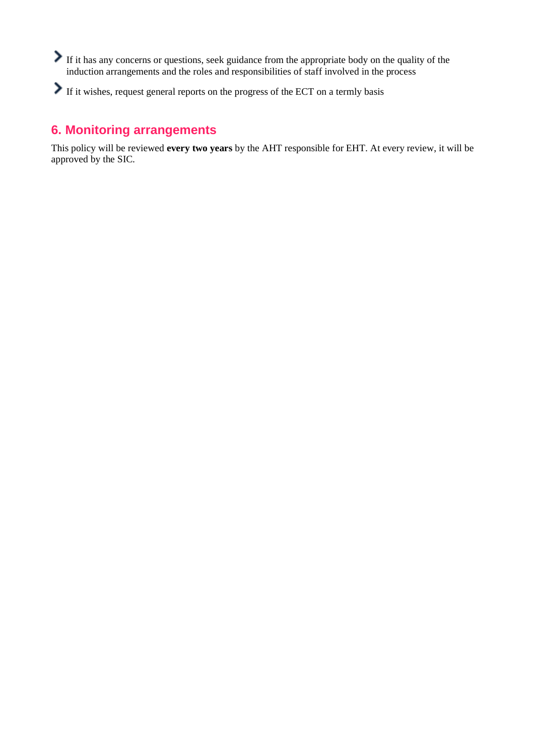- If it has any concerns or questions, seek guidance from the appropriate body on the quality of the induction arrangements and the roles and responsibilities of staff involved in the process
- If it wishes, request general reports on the progress of the ECT on a termly basis

## 6. Monitoring arrangements

This policy will be reviewed **every two years** by the AHT responsible for EHT. At every review, it will be approved by the SIC.